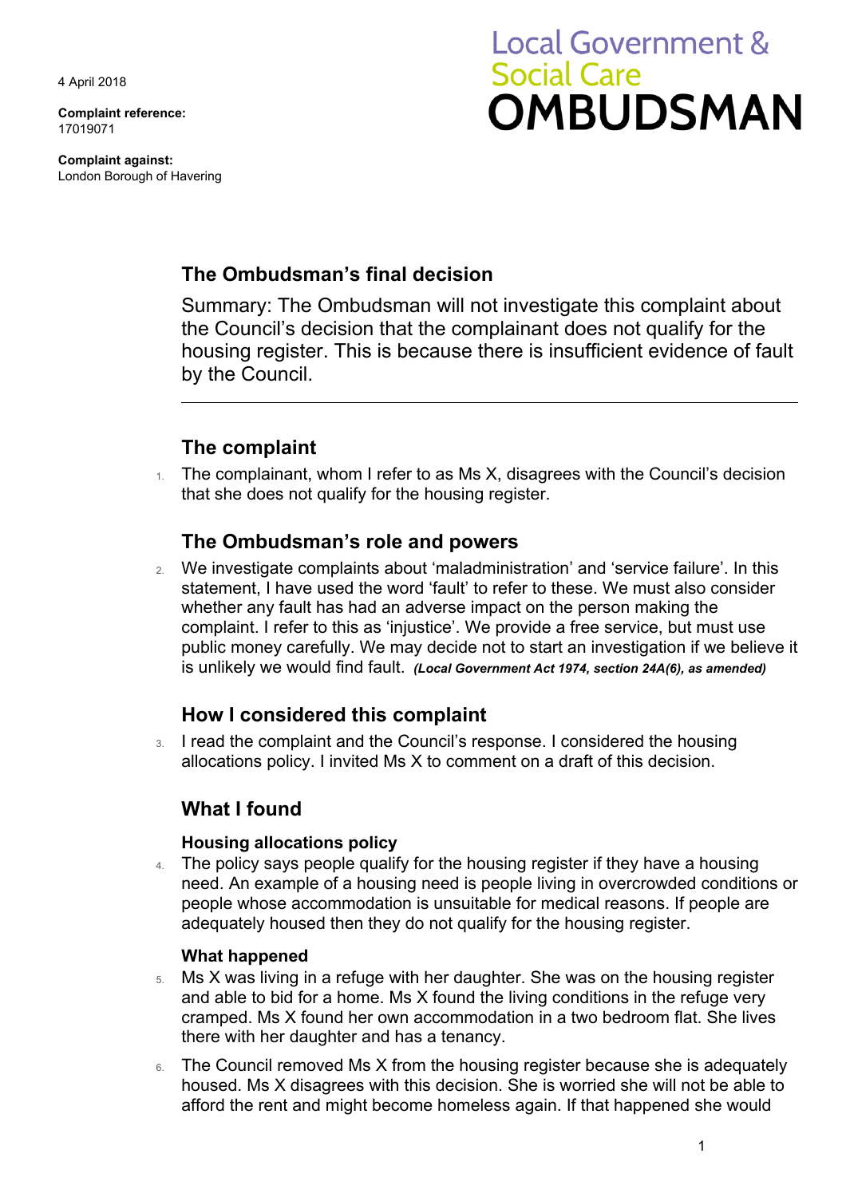4 April 2018

**Complaint reference:**
17019071

**Complaint against:**
London Borough of Havering

# Local Government & Social Care OMBUDSMAN

## The Ombudsman's final decision

Summary: The Ombudsman will not investigate this complaint about the Council's decision that the complainant does not qualify for the housing register. This is because there is insufficient evidence of fault by the Council.

## The complaint

1. The complainant, whom I refer to as Ms X, disagrees with the Council's decision that she does not qualify for the housing register.

## The Ombudsman's role and powers

2. We investigate complaints about 'maladministration' and 'service failure'. In this statement, I have used the word 'fault' to refer to these. We must also consider whether any fault has had an adverse impact on the person making the complaint. I refer to this as 'injustice'. We provide a free service, but must use public money carefully. We may decide not to start an investigation if we believe it is unlikely we would find fault. ***(Local Government Act 1974, section 24A(6), as amended)***

## How I considered this complaint

3. I read the complaint and the Council's response. I considered the housing allocations policy. I invited Ms X to comment on a draft of this decision.

## What I found

### Housing allocations policy

4. The policy says people qualify for the housing register if they have a housing need. An example of a housing need is people living in overcrowded conditions or people whose accommodation is unsuitable for medical reasons. If people are adequately housed then they do not qualify for the housing register.

### What happened

5. Ms X was living in a refuge with her daughter. She was on the housing register and able to bid for a home. Ms X found the living conditions in the refuge very cramped. Ms X found her own accommodation in a two bedroom flat. She lives there with her daughter and has a tenancy.
6. The Council removed Ms X from the housing register because she is adequately housed. Ms X disagrees with this decision. She is worried she will not be able to afford the rent and might become homeless again. If that happened she would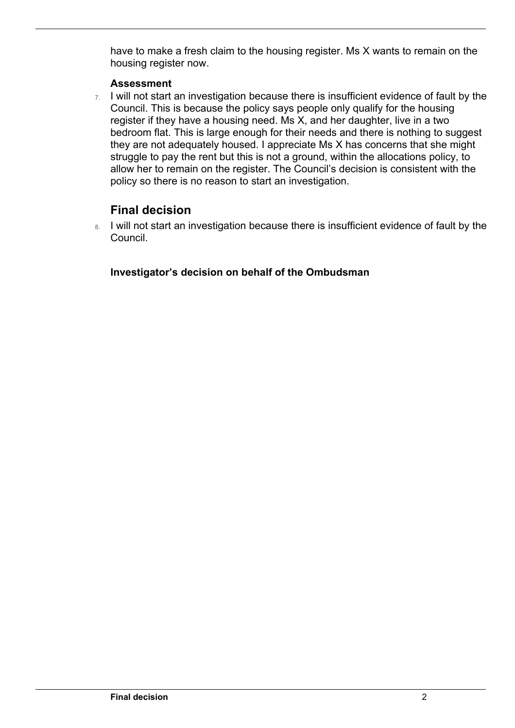have to make a fresh claim to the housing register. Ms X wants to remain on the housing register now.

### Assessment

7. I will not start an investigation because there is insufficient evidence of fault by the Council. This is because the policy says people only qualify for the housing register if they have a housing need. Ms X, and her daughter, live in a two bedroom flat. This is large enough for their needs and there is nothing to suggest they are not adequately housed. I appreciate Ms X has concerns that she might struggle to pay the rent but this is not a ground, within the allocations policy, to allow her to remain on the register. The Council's decision is consistent with the policy so there is no reason to start an investigation.

## Final decision

8. I will not start an investigation because there is insufficient evidence of fault by the Council.

**Investigator's decision on behalf of the Ombudsman**